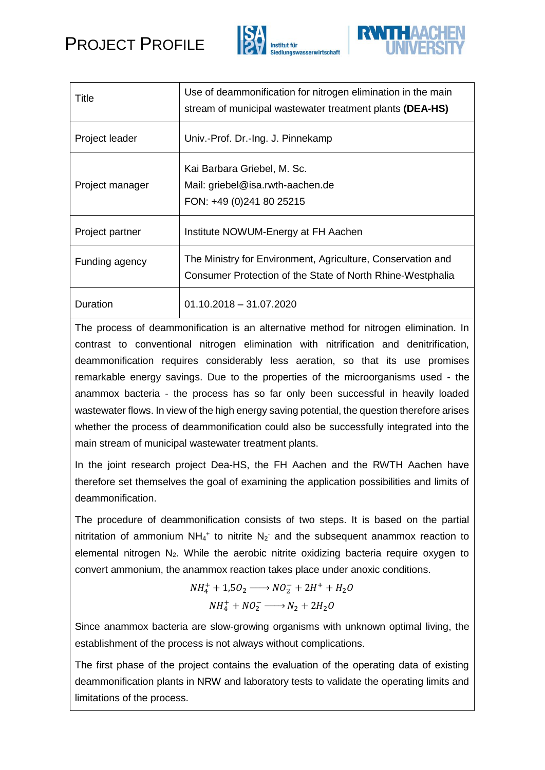# PROJECT PROFILE

| | |
|---|---|
| Title | Use of deammonification for nitrogen elimination in the main stream of municipal wastewater treatment plants **(DEA-HS)** |
| Project leader | Univ.-Prof. Dr.-Ing. J. Pinnekamp |
| Project manager | Kai Barbara Griebel, M. Sc.<br>Mail: griebel@isa.rwth-aachen.de<br>FON: +49 (0)241 80 25215 |
| Project partner | Institute NOWUM-Energy at FH Aachen |
| Funding agency | The Ministry for Environment, Agriculture, Conservation and Consumer Protection of the State of North Rhine-Westphalia |
| Duration | 01.10.2018 – 31.07.2020 |

The process of deammonification is an alternative method for nitrogen elimination. In contrast to conventional nitrogen elimination with nitrification and denitrification, deammonification requires considerably less aeration, so that its use promises remarkable energy savings. Due to the properties of the microorganisms used - the anammox bacteria - the process has so far only been successful in heavily loaded wastewater flows. In view of the high energy saving potential, the question therefore arises whether the process of deammonification could also be successfully integrated into the main stream of municipal wastewater treatment plants.

In the joint research project Dea-HS, the FH Aachen and the RWTH Aachen have therefore set themselves the goal of examining the application possibilities and limits of deammonification.

The procedure of deammonification consists of two steps. It is based on the partial nitritation of ammonium $NH_4^+$ to nitrite $N_2^-$ and the subsequent anammox reaction to elemental nitrogen $N_2$. While the aerobic nitrite oxidizing bacteria require oxygen to convert ammonium, the anammox reaction takes place under anoxic conditions.

$$NH_4^+ + 1{,}5O_2 \longrightarrow NO_2^- + 2H^+ + H_2O$$

$$NH_4^+ + NO_2^- \longrightarrow N_2 + 2H_2O$$

Since anammox bacteria are slow-growing organisms with unknown optimal living, the establishment of the process is not always without complications.

The first phase of the project contains the evaluation of the operating data of existing deammonification plants in NRW and laboratory tests to validate the operating limits and limitations of the process.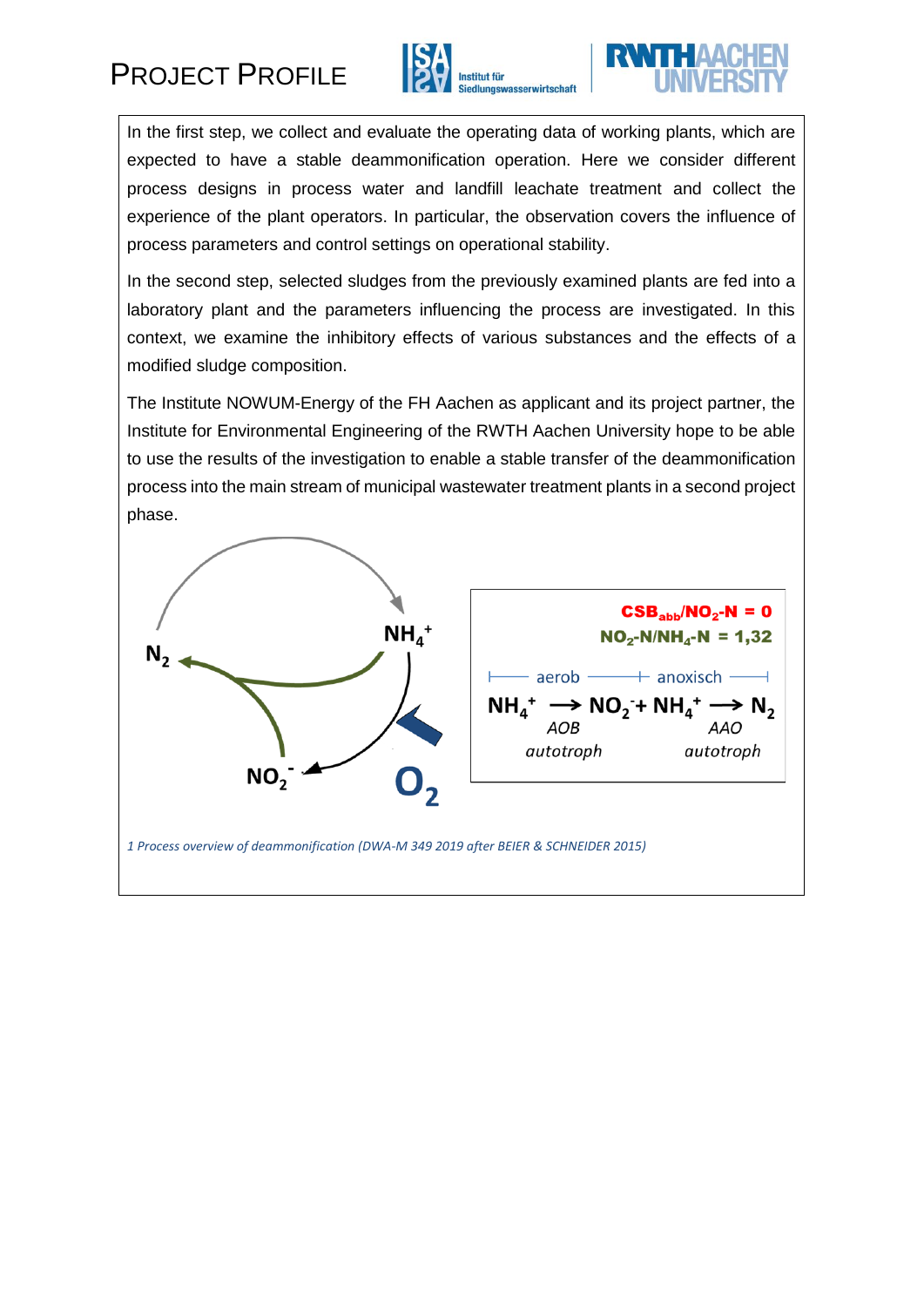In the first step, we collect and evaluate the operating data of working plants, which are expected to have a stable deammonification operation. Here we consider different process designs in process water and landfill leachate treatment and collect the experience of the plant operators. In particular, the observation covers the influence of process parameters and control settings on operational stability.

In the second step, selected sludges from the previously examined plants are fed into a laboratory plant and the parameters influencing the process are investigated. In this context, we examine the inhibitory effects of various substances and the effects of a modified sludge composition.

The Institute NOWUM-Energy of the FH Aachen as applicant and its project partner, the Institute for Environmental Engineering of the RWTH Aachen University hope to be able to use the results of the investigation to enable a stable transfer of the deammonification process into the main stream of municipal wastewater treatment plants in a second project phase.

$CSB_{abb}/NO_2\text{-}N = 0$

$NO_2\text{-}N/NH_4\text{-}N = 1{,}32$

aerob | anoxisch

$$NH_4^+ \longrightarrow NO_2^- + NH_4^+ \longrightarrow N_2$$

AOB autotroph — AAO autotroph

*1 Process overview of deammonification (DWA-M 349 2019 after BEIER & SCHNEIDER 2015)*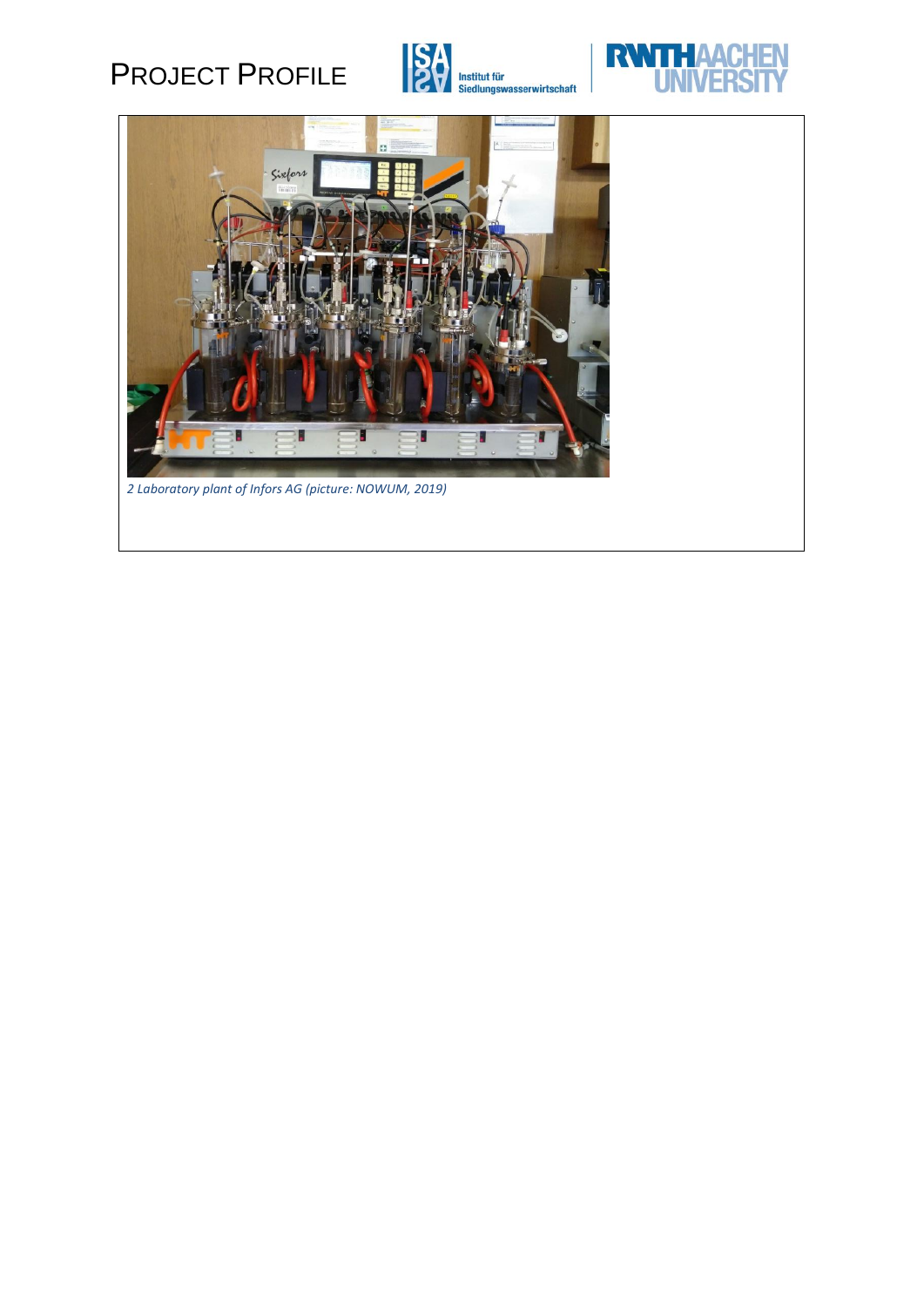*2 Laboratory plant of Infors AG (picture: NOWUM, 2019)*